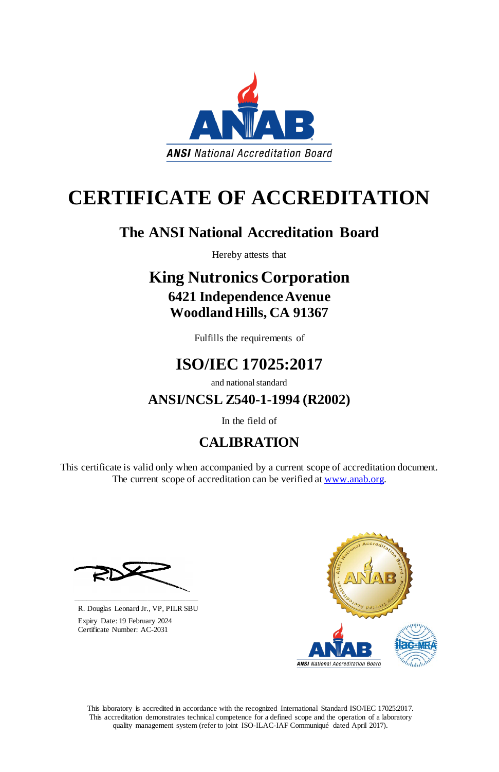ANSI National Accreditation Board

# CERTIFICATE OF ACCREDITATION

## The ANSI National Accreditation Board

Hereby attests that

## King Nutronics Corporation

### 6421 Independence Avenue
### Woodland Hills, CA 91367

Fulfills the requirements of

## ISO/IEC 17025:2017

and national standard

### ANSI/NCSL Z540-1-1994 (R2002)

In the field of

## CALIBRATION

This certificate is valid only when accompanied by a current scope of accreditation document. The current scope of accreditation can be verified at [www.anab.org](http://www.anab.org).

R. Douglas Leonard Jr., VP, PILR SBU

Expiry Date: 19 February 2024

Certificate Number: AC-2031

This laboratory is accredited in accordance with the recognized International Standard ISO/IEC 17025:2017. This accreditation demonstrates technical competence for a defined scope and the operation of a laboratory quality management system (refer to joint ISO-ILAC-IAF Communiqué dated April 2017).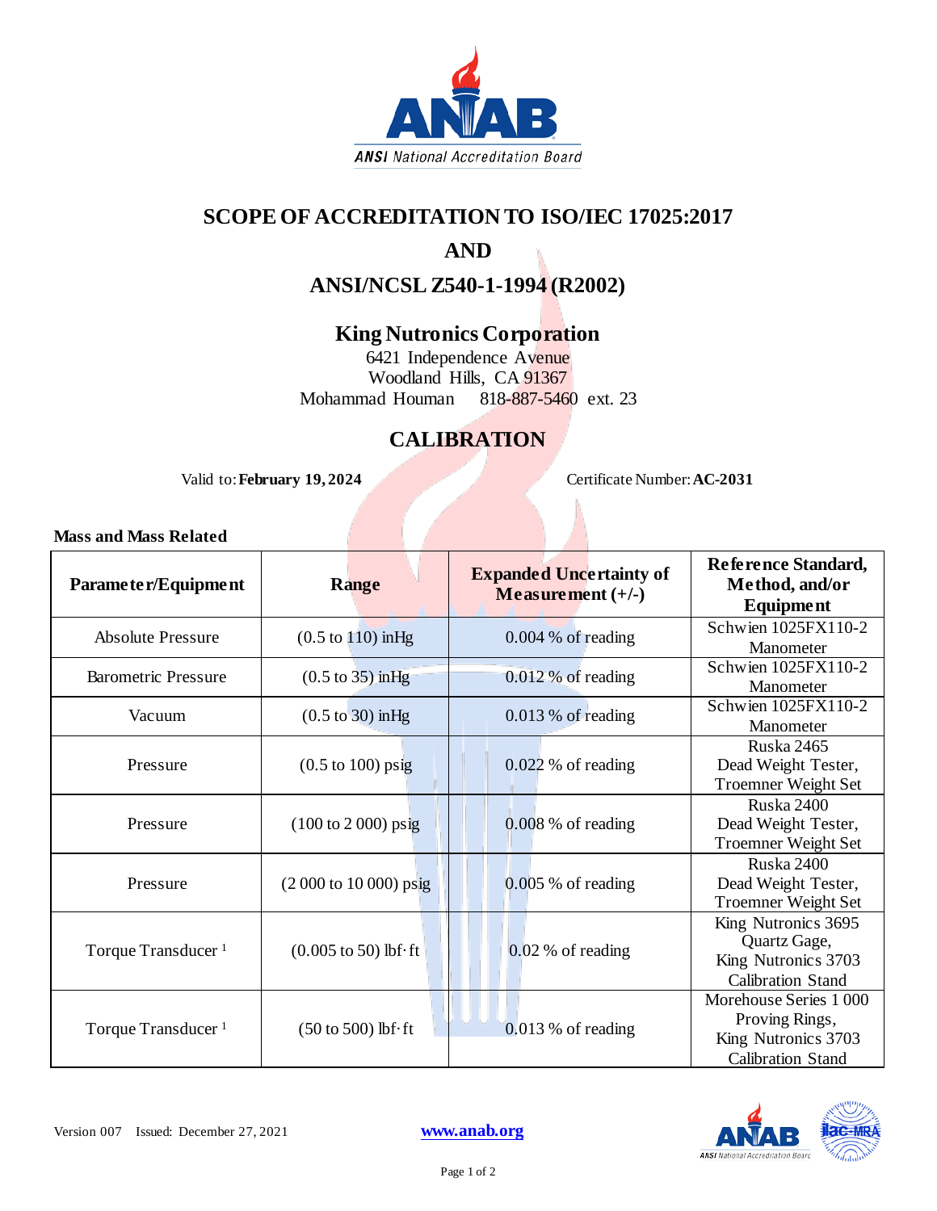# SCOPE OF ACCREDITATION TO ISO/IEC 17025:2017

# AND

# ANSI/NCSL Z540-1-1994 (R2002)

## King Nutronics Corporation

6421 Independence Avenue
Woodland Hills, CA 91367
Mohammad Houman 818-887-5460 ext. 23

## CALIBRATION

Valid to: **February 19, 2024** Certificate Number: **AC-2031**

### Mass and Mass Related

| Parameter/Equipment | Range | Expanded Uncertainty of Measurement (+/-) | Reference Standard, Method, and/or Equipment |
|---|---|---|---|
| Absolute Pressure | (0.5 to 110) inHg | 0.004 % of reading | Schwien 1025FX110-2 Manometer |
| Barometric Pressure | (0.5 to 35) inHg | 0.012 % of reading | Schwien 1025FX110-2 Manometer |
| Vacuum | (0.5 to 30) inHg | 0.013 % of reading | Schwien 1025FX110-2 Manometer |
| Pressure | (0.5 to 100) psig | 0.022 % of reading | Ruska 2465 Dead Weight Tester, Troemner Weight Set |
| Pressure | (100 to 2 000) psig | 0.008 % of reading | Ruska 2400 Dead Weight Tester, Troemner Weight Set |
| Pressure | (2 000 to 10 000) psig | 0.005 % of reading | Ruska 2400 Dead Weight Tester, Troemner Weight Set |
| Torque Transducer [1] | (0.005 to 50) lbf·ft | 0.02 % of reading | King Nutronics 3695 Quartz Gage, King Nutronics 3703 Calibration Stand |
| Torque Transducer [1] | (50 to 500) lbf·ft | 0.013 % of reading | Morehouse Series 1 000 Proving Rings, King Nutronics 3703 Calibration Stand |

Version 007 Issued: December 27, 2021 www.anab.org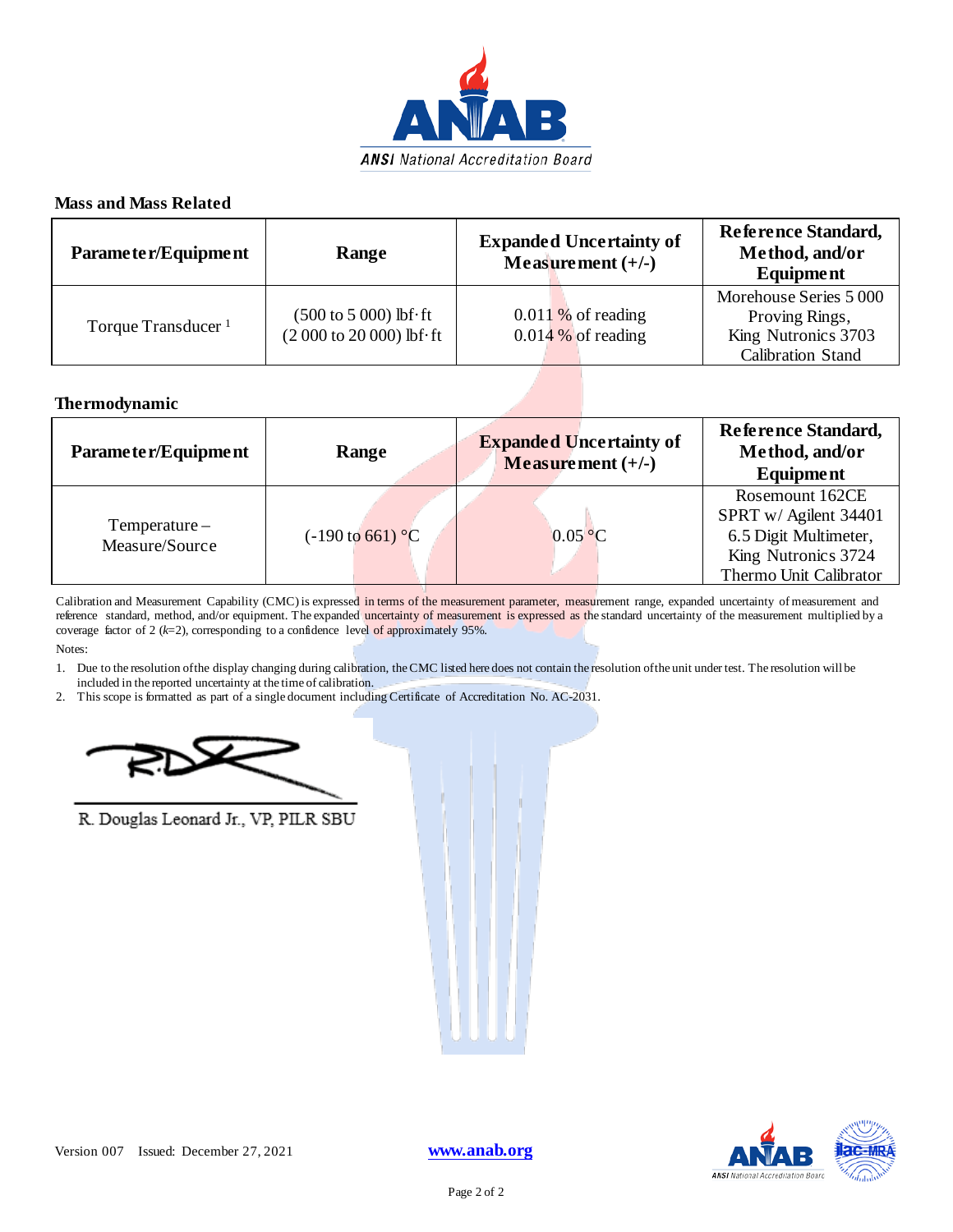## Mass and Mass Related

| Parameter/Equipment | Range | Expanded Uncertainty of Measurement (+/-) | Reference Standard, Method, and/or Equipment |
|---|---|---|---|
| Torque Transducer [1] | (500 to 5 000) lbf·ft<br>(2 000 to 20 000) lbf·ft | 0.011 % of reading<br>0.014 % of reading | Morehouse Series 5 000 Proving Rings,<br>King Nutronics 3703 Calibration Stand |

## Thermodynamic

| Parameter/Equipment | Range | Expanded Uncertainty of Measurement (+/-) | Reference Standard, Method, and/or Equipment |
|---|---|---|---|
| Temperature – Measure/Source | (-190 to 661) °C | 0.05 °C | Rosemount 162CE SPRT w/ Agilent 34401 6.5 Digit Multimeter,<br>King Nutronics 3724 Thermo Unit Calibrator |

Calibration and Measurement Capability (CMC) is expressed in terms of the measurement parameter, measurement range, expanded uncertainty of measurement and reference standard, method, and/or equipment. The expanded uncertainty of measurement is expressed as the standard uncertainty of the measurement multiplied by a coverage factor of 2 ($k$=2), corresponding to a confidence level of approximately 95%.

Notes:

1. Due to the resolution of the display changing during calibration, the CMC listed here does not contain the resolution of the unit under test. The resolution will be included in the reported uncertainty at the time of calibration.
2. This scope is formatted as part of a single document including Certificate of Accreditation No. AC-2031.

R. Douglas Leonard Jr., VP, PILR SBU

Version 007 Issued: December 27, 2021

www.anab.org